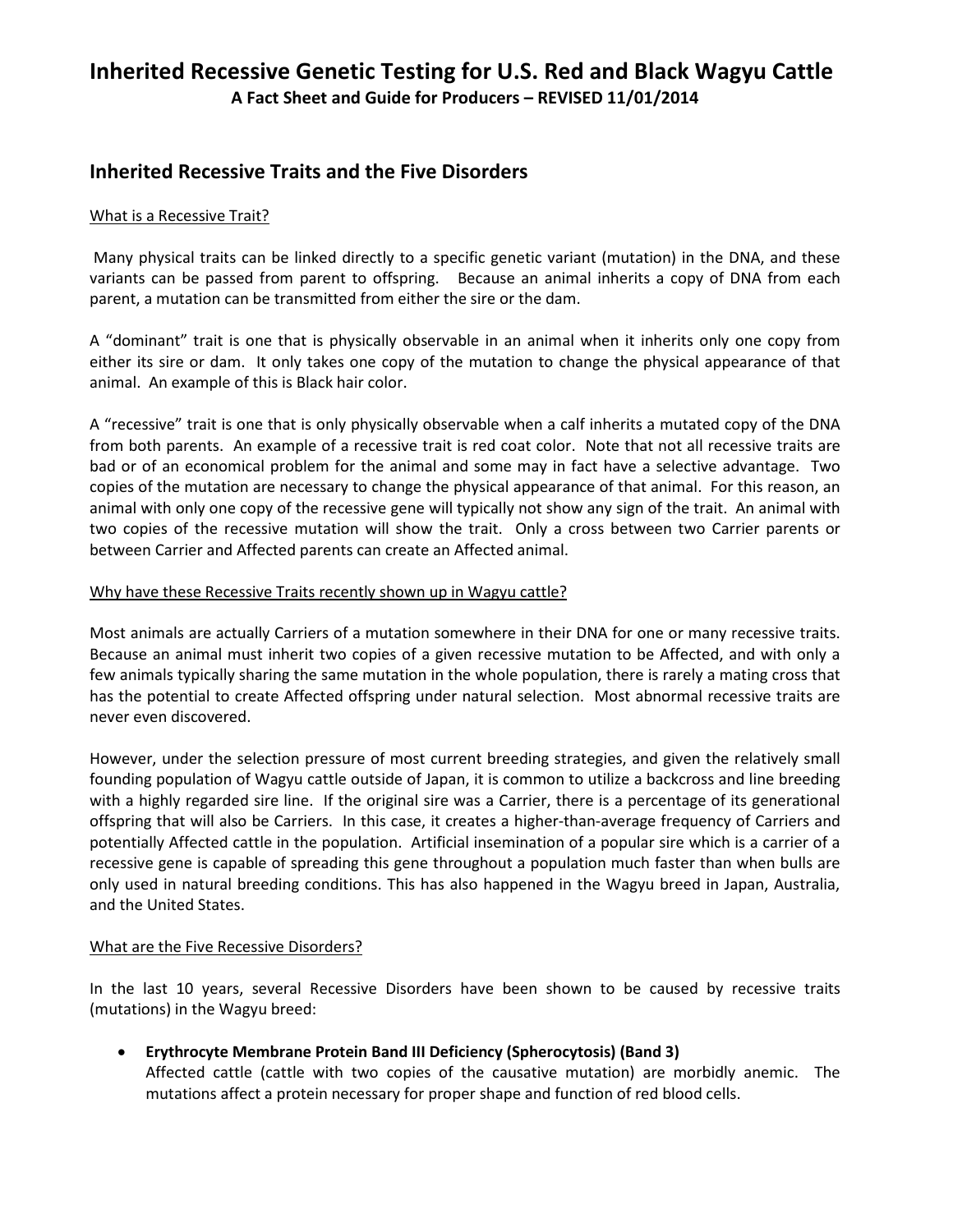# Inherited Recessive Genetic Testing for U.S. Red and Black Wagyu Cattle

**A Fact Sheet and Guide for Producers – REVISED 11/01/2014**

## Inherited Recessive Traits and the Five Disorders

### What is a Recessive Trait?

Many physical traits can be linked directly to a specific genetic variant (mutation) in the DNA, and these variants can be passed from parent to offspring. Because an animal inherits a copy of DNA from each parent, a mutation can be transmitted from either the sire or the dam.

A "dominant" trait is one that is physically observable in an animal when it inherits only one copy from either its sire or dam. It only takes one copy of the mutation to change the physical appearance of that animal. An example of this is Black hair color.

A "recessive" trait is one that is only physically observable when a calf inherits a mutated copy of the DNA from both parents. An example of a recessive trait is red coat color. Note that not all recessive traits are bad or of an economical problem for the animal and some may in fact have a selective advantage. Two copies of the mutation are necessary to change the physical appearance of that animal. For this reason, an animal with only one copy of the recessive gene will typically not show any sign of the trait. An animal with two copies of the recessive mutation will show the trait. Only a cross between two Carrier parents or between Carrier and Affected parents can create an Affected animal.

### Why have these Recessive Traits recently shown up in Wagyu cattle?

Most animals are actually Carriers of a mutation somewhere in their DNA for one or many recessive traits. Because an animal must inherit two copies of a given recessive mutation to be Affected, and with only a few animals typically sharing the same mutation in the whole population, there is rarely a mating cross that has the potential to create Affected offspring under natural selection. Most abnormal recessive traits are never even discovered.

However, under the selection pressure of most current breeding strategies, and given the relatively small founding population of Wagyu cattle outside of Japan, it is common to utilize a backcross and line breeding with a highly regarded sire line. If the original sire was a Carrier, there is a percentage of its generational offspring that will also be Carriers. In this case, it creates a higher-than-average frequency of Carriers and potentially Affected cattle in the population. Artificial insemination of a popular sire which is a carrier of a recessive gene is capable of spreading this gene throughout a population much faster than when bulls are only used in natural breeding conditions. This has also happened in the Wagyu breed in Japan, Australia, and the United States.

### What are the Five Recessive Disorders?

In the last 10 years, several Recessive Disorders have been shown to be caused by recessive traits (mutations) in the Wagyu breed:

- **Erythrocyte Membrane Protein Band III Deficiency (Spherocytosis) (Band 3)**
  Affected cattle (cattle with two copies of the causative mutation) are morbidly anemic. The mutations affect a protein necessary for proper shape and function of red blood cells.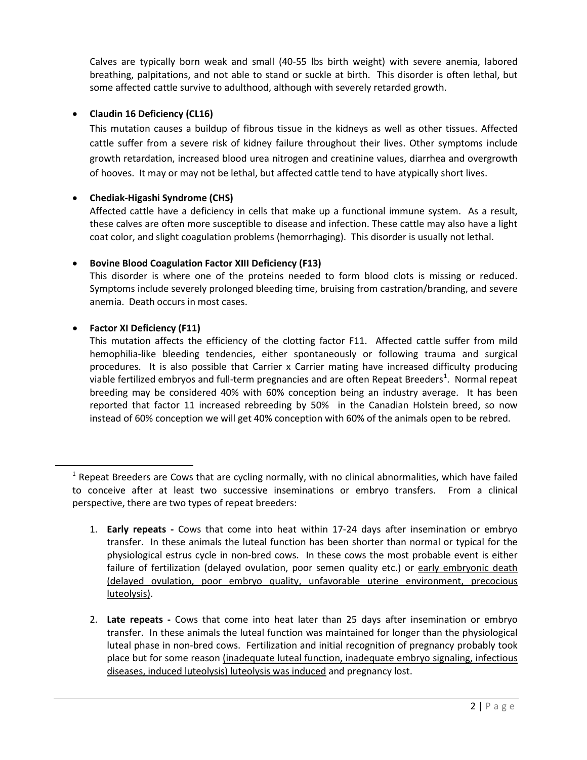Calves are typically born weak and small (40-55 lbs birth weight) with severe anemia, labored breathing, palpitations, and not able to stand or suckle at birth. This disorder is often lethal, but some affected cattle survive to adulthood, although with severely retarded growth.

- **Claudin 16 Deficiency (CL16)**

  This mutation causes a buildup of fibrous tissue in the kidneys as well as other tissues. Affected cattle suffer from a severe risk of kidney failure throughout their lives. Other symptoms include growth retardation, increased blood urea nitrogen and creatinine values, diarrhea and overgrowth of hooves. It may or may not be lethal, but affected cattle tend to have atypically short lives.

- **Chediak-Higashi Syndrome (CHS)**

  Affected cattle have a deficiency in cells that make up a functional immune system. As a result, these calves are often more susceptible to disease and infection. These cattle may also have a light coat color, and slight coagulation problems (hemorrhaging). This disorder is usually not lethal.

- **Bovine Blood Coagulation Factor XIII Deficiency (F13)**

  This disorder is where one of the proteins needed to form blood clots is missing or reduced. Symptoms include severely prolonged bleeding time, bruising from castration/branding, and severe anemia. Death occurs in most cases.

- **Factor XI Deficiency (F11)**

  This mutation affects the efficiency of the clotting factor F11. Affected cattle suffer from mild hemophilia-like bleeding tendencies, either spontaneously or following trauma and surgical procedures. It is also possible that Carrier x Carrier mating have increased difficulty producing viable fertilized embryos and full-term pregnancies and are often Repeat Breeders[1]. Normal repeat breeding may be considered 40% with 60% conception being an industry average. It has been reported that factor 11 increased rebreeding by 50% in the Canadian Holstein breed, so now instead of 60% conception we will get 40% conception with 60% of the animals open to be rebred.

---

[1] Repeat Breeders are Cows that are cycling normally, with no clinical abnormalities, which have failed to conceive after at least two successive inseminations or embryo transfers. From a clinical perspective, there are two types of repeat breeders:

1. **Early repeats -** Cows that come into heat within 17-24 days after insemination or embryo transfer. In these animals the luteal function has been shorter than normal or typical for the physiological estrus cycle in non-bred cows. In these cows the most probable event is either failure of fertilization (delayed ovulation, poor semen quality etc.) or early embryonic death (delayed ovulation, poor embryo quality, unfavorable uterine environment, precocious luteolysis).

2. **Late repeats -** Cows that come into heat later than 25 days after insemination or embryo transfer. In these animals the luteal function was maintained for longer than the physiological luteal phase in non-bred cows. Fertilization and initial recognition of pregnancy probably took place but for some reason (inadequate luteal function, inadequate embryo signaling, infectious diseases, induced luteolysis) luteolysis was induced and pregnancy lost.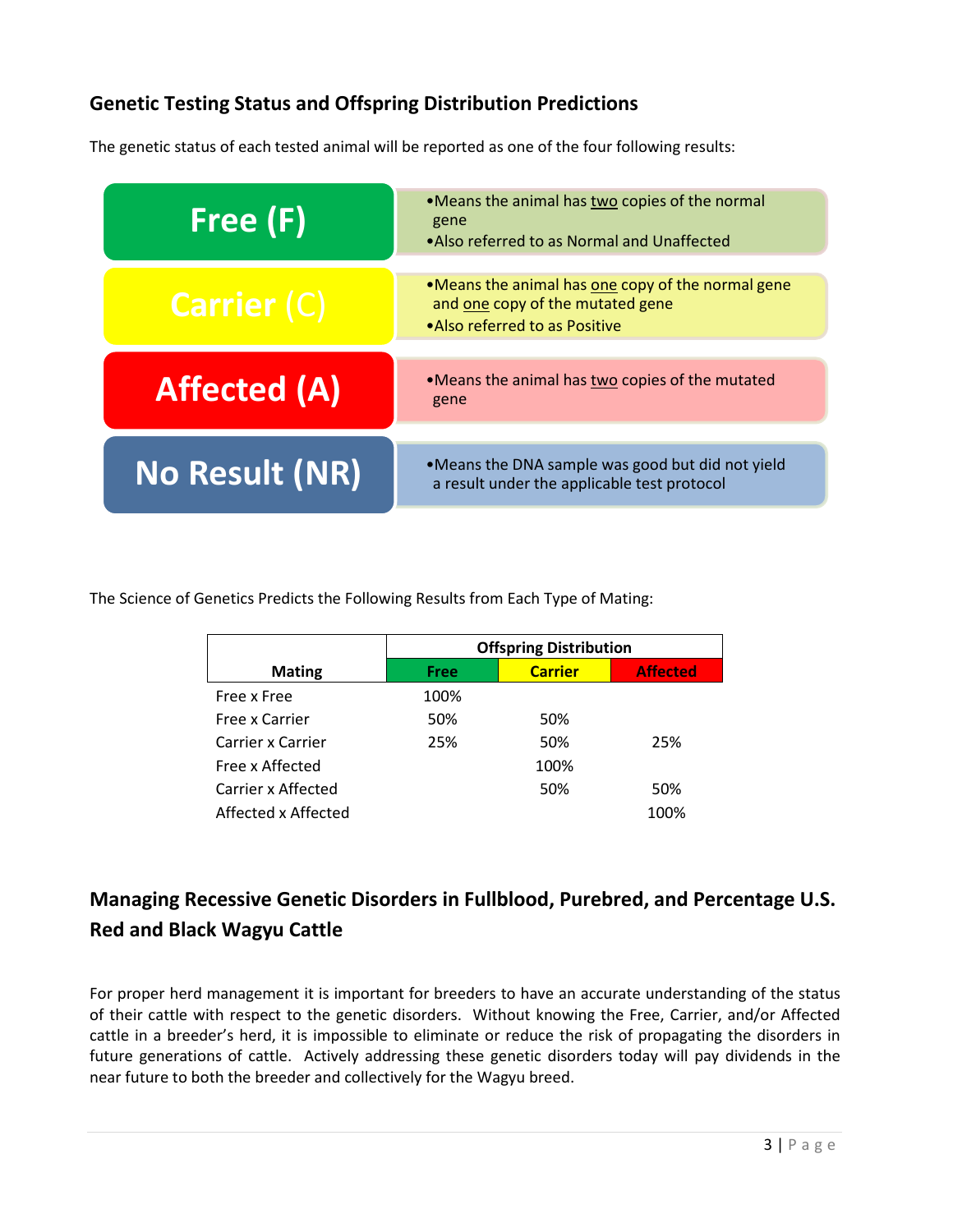## Genetic Testing Status and Offspring Distribution Predictions

The genetic status of each tested animal will be reported as one of the four following results:

| Status | Description |
| --- | --- |
| **Free (F)** | • Means the animal has <u>two</u> copies of the normal gene<br>• Also referred to as Normal and Unaffected |
| **Carrier (C)** | • Means the animal has <u>one</u> copy of the normal gene and <u>one</u> copy of the mutated gene<br>• Also referred to as Positive |
| **Affected (A)** | • Means the animal has <u>two</u> copies of the mutated gene |
| **No Result (NR)** | • Means the DNA sample was good but did not yield a result under the applicable test protocol |

The Science of Genetics Predicts the Following Results from Each Type of Mating:

| Mating | Offspring Distribution | | |
| --- | --- | --- | --- |
| | **Free** | **Carrier** | **Affected** |
| Free x Free | 100% | | |
| Free x Carrier | 50% | 50% | |
| Carrier x Carrier | 25% | 50% | 25% |
| Free x Affected | | 100% | |
| Carrier x Affected | | 50% | 50% |
| Affected x Affected | | | 100% |

## Managing Recessive Genetic Disorders in Fullblood, Purebred, and Percentage U.S. Red and Black Wagyu Cattle

For proper herd management it is important for breeders to have an accurate understanding of the status of their cattle with respect to the genetic disorders. Without knowing the Free, Carrier, and/or Affected cattle in a breeder's herd, it is impossible to eliminate or reduce the risk of propagating the disorders in future generations of cattle. Actively addressing these genetic disorders today will pay dividends in the near future to both the breeder and collectively for the Wagyu breed.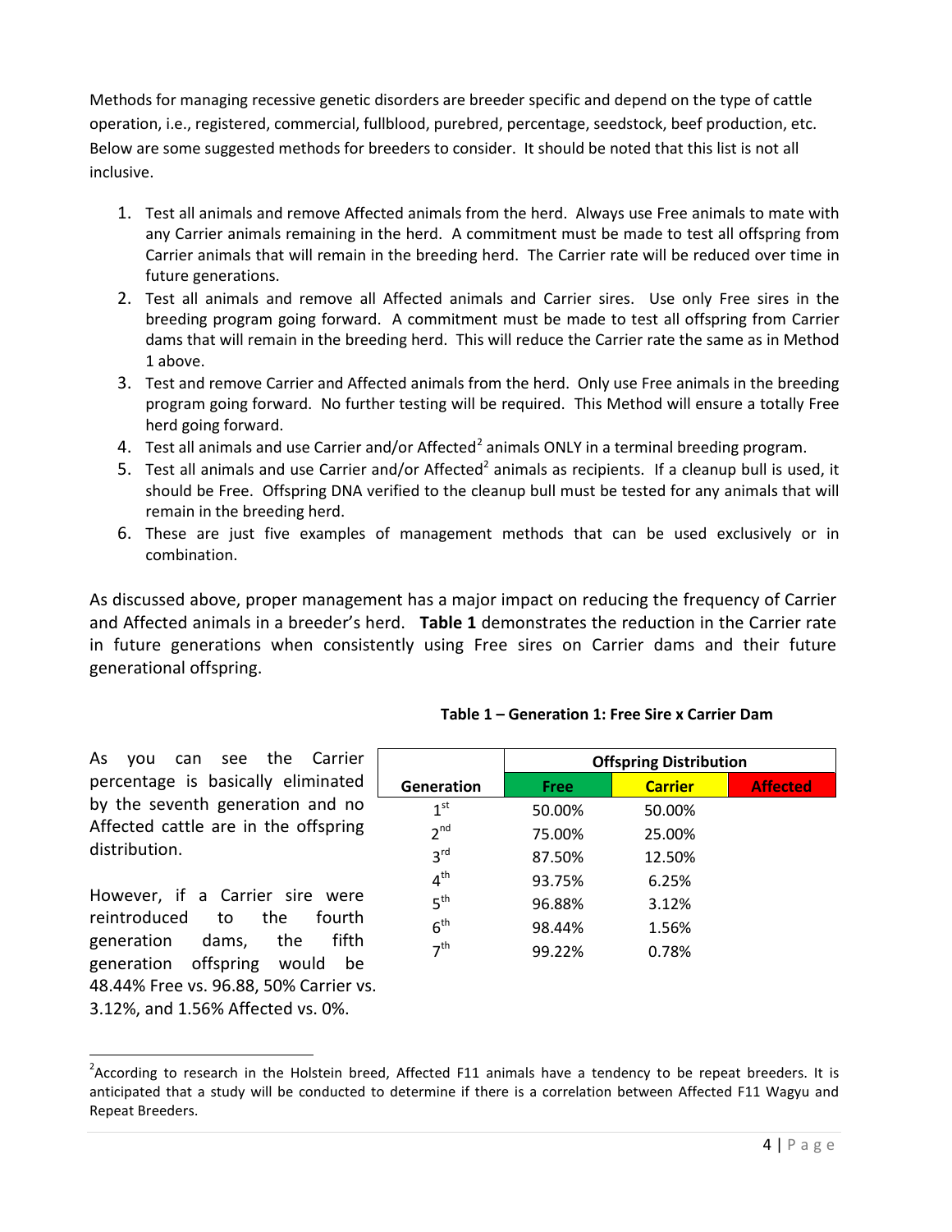Methods for managing recessive genetic disorders are breeder specific and depend on the type of cattle operation, i.e., registered, commercial, fullblood, purebred, percentage, seedstock, beef production, etc. Below are some suggested methods for breeders to consider. It should be noted that this list is not all inclusive.

1. Test all animals and remove Affected animals from the herd. Always use Free animals to mate with any Carrier animals remaining in the herd. A commitment must be made to test all offspring from Carrier animals that will remain in the breeding herd. The Carrier rate will be reduced over time in future generations.
2. Test all animals and remove all Affected animals and Carrier sires. Use only Free sires in the breeding program going forward. A commitment must be made to test all offspring from Carrier dams that will remain in the breeding herd. This will reduce the Carrier rate the same as in Method 1 above.
3. Test and remove Carrier and Affected animals from the herd. Only use Free animals in the breeding program going forward. No further testing will be required. This Method will ensure a totally Free herd going forward.
4. Test all animals and use Carrier and/or Affected[2] animals ONLY in a terminal breeding program.
5. Test all animals and use Carrier and/or Affected[2] animals as recipients. If a cleanup bull is used, it should be Free. Offspring DNA verified to the cleanup bull must be tested for any animals that will remain in the breeding herd.
6. These are just five examples of management methods that can be used exclusively or in combination.

As discussed above, proper management has a major impact on reducing the frequency of Carrier and Affected animals in a breeder's herd. **Table 1** demonstrates the reduction in the Carrier rate in future generations when consistently using Free sires on Carrier dams and their future generational offspring.

**Table 1 – Generation 1: Free Sire x Carrier Dam**

| | Offspring Distribution | | |
|---|---|---|---|
| **Generation** | **Free** | **Carrier** | **Affected** |
| 1st | 50.00% | 50.00% | |
| 2nd | 75.00% | 25.00% | |
| 3rd | 87.50% | 12.50% | |
| 4th | 93.75% | 6.25% | |
| 5th | 96.88% | 3.12% | |
| 6th | 98.44% | 1.56% | |
| 7th | 99.22% | 0.78% | |

As you can see the Carrier percentage is basically eliminated by the seventh generation and no Affected cattle are in the offspring distribution.

However, if a Carrier sire were reintroduced to the fourth generation dams, the fifth generation offspring would be 48.44% Free vs. 96.88, 50% Carrier vs. 3.12%, and 1.56% Affected vs. 0%.

[2] According to research in the Holstein breed, Affected F11 animals have a tendency to be repeat breeders. It is anticipated that a study will be conducted to determine if there is a correlation between Affected F11 Wagyu and Repeat Breeders.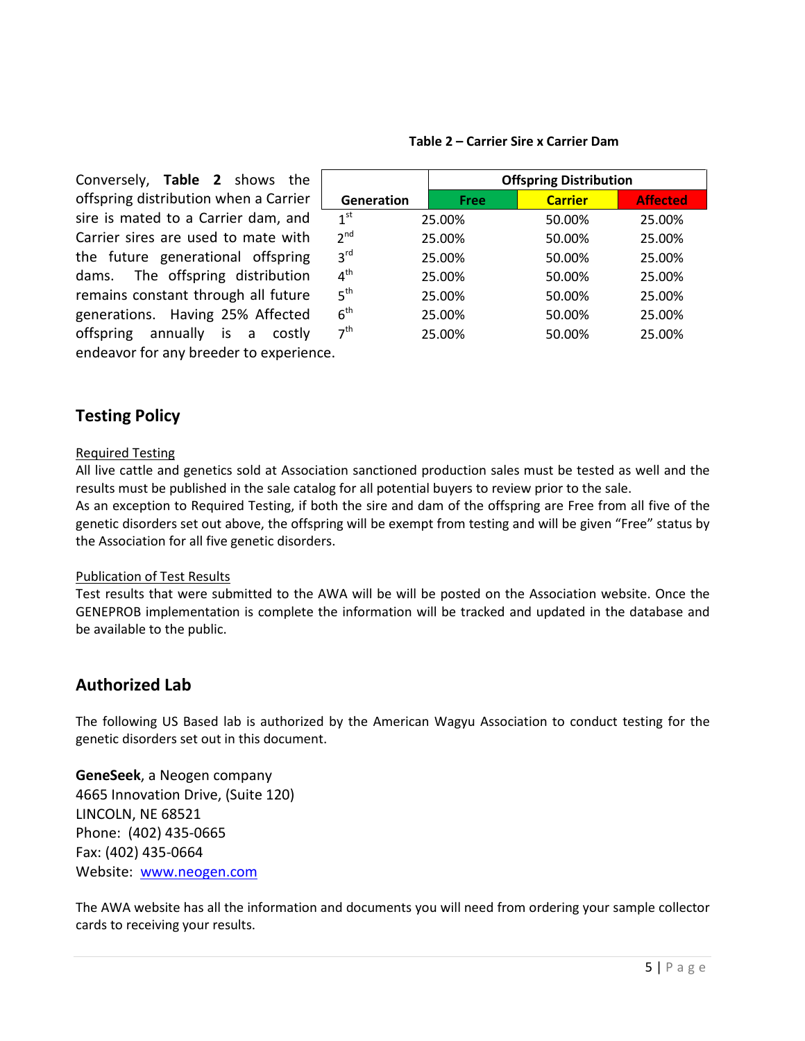Conversely, **Table 2** shows the offspring distribution when a Carrier sire is mated to a Carrier dam, and Carrier sires are used to mate with the future generational offspring dams. The offspring distribution remains constant through all future generations. Having 25% Affected offspring annually is a costly endeavor for any breeder to experience.

**Table 2 – Carrier Sire x Carrier Dam**

| Generation | Offspring Distribution | | |
|---|---|---|---|
| | **Free** | **Carrier** | **Affected** |
| 1st | 25.00% | 50.00% | 25.00% |
| 2nd | 25.00% | 50.00% | 25.00% |
| 3rd | 25.00% | 50.00% | 25.00% |
| 4th | 25.00% | 50.00% | 25.00% |
| 5th | 25.00% | 50.00% | 25.00% |
| 6th | 25.00% | 50.00% | 25.00% |
| 7th | 25.00% | 50.00% | 25.00% |

## Testing Policy

Required Testing

All live cattle and genetics sold at Association sanctioned production sales must be tested as well and the results must be published in the sale catalog for all potential buyers to review prior to the sale.

As an exception to Required Testing, if both the sire and dam of the offspring are Free from all five of the genetic disorders set out above, the offspring will be exempt from testing and will be given "Free" status by the Association for all five genetic disorders.

Publication of Test Results

Test results that were submitted to the AWA will be will be posted on the Association website. Once the GENEPROB implementation is complete the information will be tracked and updated in the database and be available to the public.

## Authorized Lab

The following US Based lab is authorized by the American Wagyu Association to conduct testing for the genetic disorders set out in this document.

**GeneSeek**, a Neogen company
4665 Innovation Drive, (Suite 120)
LINCOLN, NE 68521
Phone: (402) 435-0665
Fax: (402) 435-0664
Website: www.neogen.com

The AWA website has all the information and documents you will need from ordering your sample collector cards to receiving your results.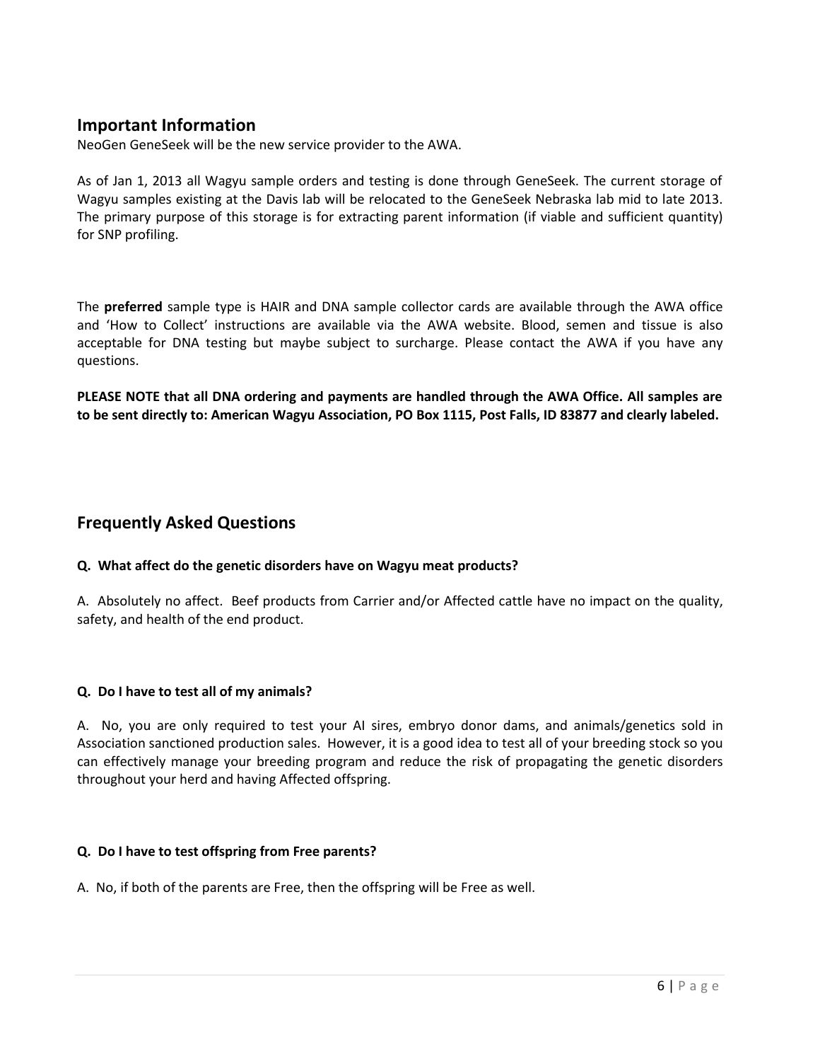## Important Information

NeoGen GeneSeek will be the new service provider to the AWA.

As of Jan 1, 2013 all Wagyu sample orders and testing is done through GeneSeek. The current storage of Wagyu samples existing at the Davis lab will be relocated to the GeneSeek Nebraska lab mid to late 2013. The primary purpose of this storage is for extracting parent information (if viable and sufficient quantity) for SNP profiling.

The **preferred** sample type is HAIR and DNA sample collector cards are available through the AWA office and 'How to Collect' instructions are available via the AWA website. Blood, semen and tissue is also acceptable for DNA testing but maybe subject to surcharge. Please contact the AWA if you have any questions.

**PLEASE NOTE that all DNA ordering and payments are handled through the AWA Office. All samples are to be sent directly to: American Wagyu Association, PO Box 1115, Post Falls, ID 83877 and clearly labeled.**

## Frequently Asked Questions

**Q. What affect do the genetic disorders have on Wagyu meat products?**

A. Absolutely no affect. Beef products from Carrier and/or Affected cattle have no impact on the quality, safety, and health of the end product.

**Q. Do I have to test all of my animals?**

A. No, you are only required to test your AI sires, embryo donor dams, and animals/genetics sold in Association sanctioned production sales. However, it is a good idea to test all of your breeding stock so you can effectively manage your breeding program and reduce the risk of propagating the genetic disorders throughout your herd and having Affected offspring.

**Q. Do I have to test offspring from Free parents?**

A. No, if both of the parents are Free, then the offspring will be Free as well.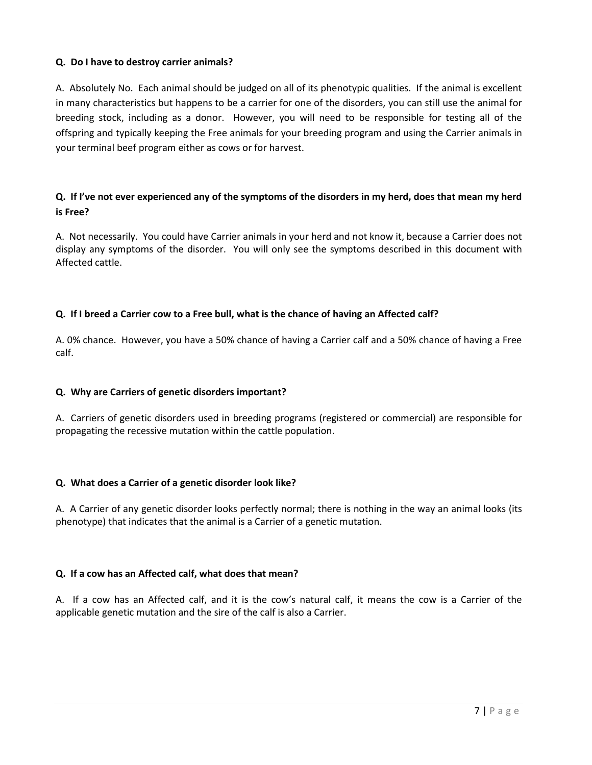**Q. Do I have to destroy carrier animals?**

A. Absolutely No. Each animal should be judged on all of its phenotypic qualities. If the animal is excellent in many characteristics but happens to be a carrier for one of the disorders, you can still use the animal for breeding stock, including as a donor. However, you will need to be responsible for testing all of the offspring and typically keeping the Free animals for your breeding program and using the Carrier animals in your terminal beef program either as cows or for harvest.

**Q. If I've not ever experienced any of the symptoms of the disorders in my herd, does that mean my herd is Free?**

A. Not necessarily. You could have Carrier animals in your herd and not know it, because a Carrier does not display any symptoms of the disorder. You will only see the symptoms described in this document with Affected cattle.

**Q. If I breed a Carrier cow to a Free bull, what is the chance of having an Affected calf?**

A. 0% chance. However, you have a 50% chance of having a Carrier calf and a 50% chance of having a Free calf.

**Q. Why are Carriers of genetic disorders important?**

A. Carriers of genetic disorders used in breeding programs (registered or commercial) are responsible for propagating the recessive mutation within the cattle population.

**Q. What does a Carrier of a genetic disorder look like?**

A. A Carrier of any genetic disorder looks perfectly normal; there is nothing in the way an animal looks (its phenotype) that indicates that the animal is a Carrier of a genetic mutation.

**Q. If a cow has an Affected calf, what does that mean?**

A. If a cow has an Affected calf, and it is the cow's natural calf, it means the cow is a Carrier of the applicable genetic mutation and the sire of the calf is also a Carrier.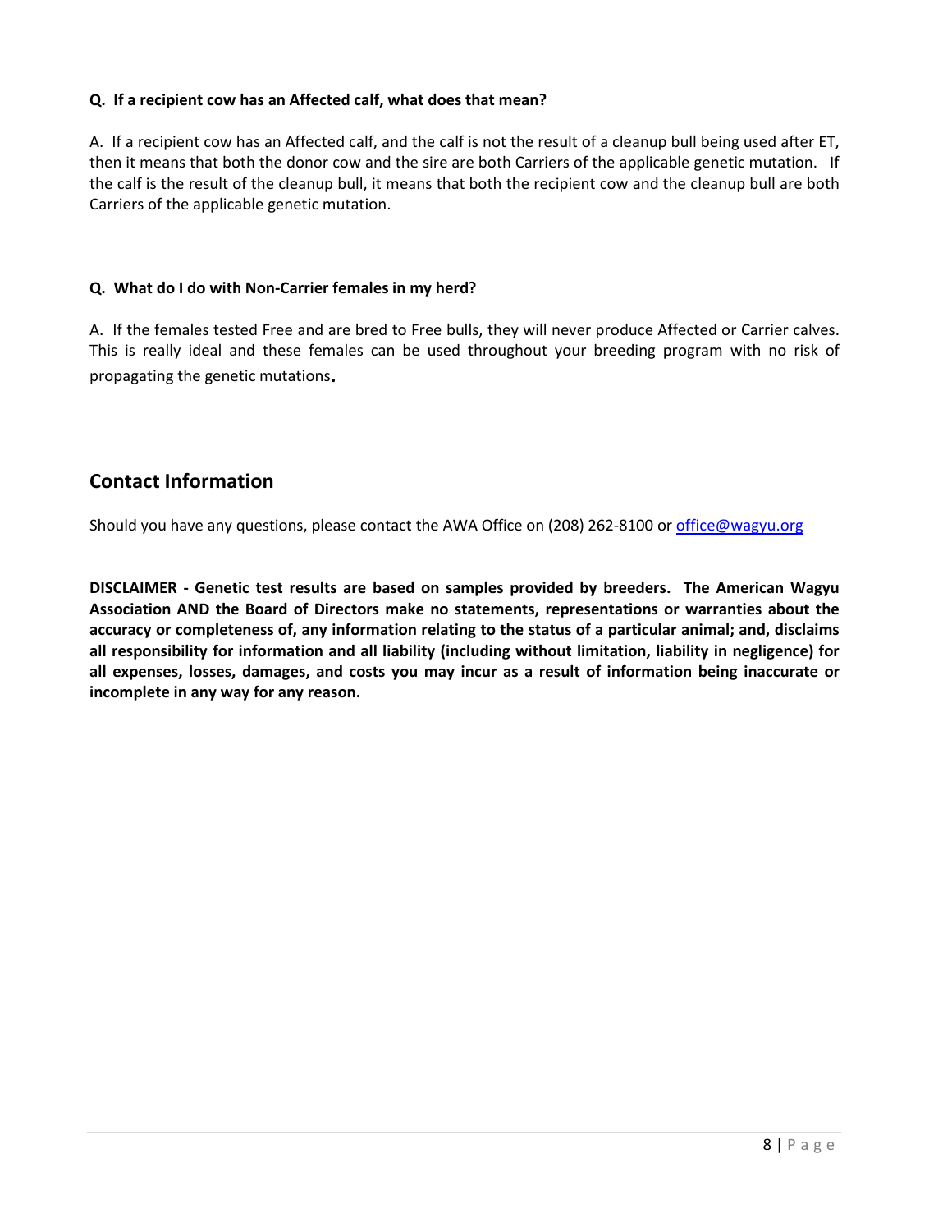**Q. If a recipient cow has an Affected calf, what does that mean?**

A. If a recipient cow has an Affected calf, and the calf is not the result of a cleanup bull being used after ET, then it means that both the donor cow and the sire are both Carriers of the applicable genetic mutation. If the calf is the result of the cleanup bull, it means that both the recipient cow and the cleanup bull are both Carriers of the applicable genetic mutation.

**Q. What do I do with Non-Carrier females in my herd?**

A. If the females tested Free and are bred to Free bulls, they will never produce Affected or Carrier calves. This is really ideal and these females can be used throughout your breeding program with no risk of propagating the genetic mutations.

## Contact Information

Should you have any questions, please contact the AWA Office on (208) 262-8100 or office@wagyu.org

**DISCLAIMER - Genetic test results are based on samples provided by breeders. The American Wagyu Association AND the Board of Directors make no statements, representations or warranties about the accuracy or completeness of, any information relating to the status of a particular animal; and, disclaims all responsibility for information and all liability (including without limitation, liability in negligence) for all expenses, losses, damages, and costs you may incur as a result of information being inaccurate or incomplete in any way for any reason.**